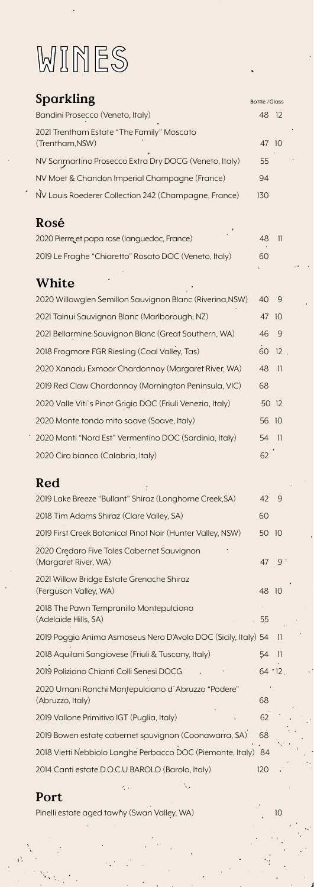# WINES

## Sparkling

| | Bottle | Glass |
|---|---|---|
| Bandini Prosecco (Veneto, Italy) | 48 | 12 |
| 2021 Trentham Estate "The Family" Moscato (Trentham,NSW) | 47 | 10 |
| NV Sanmartino Prosecco Extra Dry DOCG (Veneto, Italy) | 55 | |
| NV Moet & Chandon Imperial Champagne (France) | 94 | |
| NV Louis Roederer Collection 242 (Champagne, France) | 130 | |

## Rosé

| | Bottle | Glass |
|---|---|---|
| 2020 Pierre et papa rose (languedoc, France) | 48 | 11 |
| 2019 Le Fraghe "Chiaretto" Rosato DOC (Veneto, Italy) | 60 | |

## White

| | Bottle | Glass |
|---|---|---|
| 2020 Willowglen Semillon Sauvignon Blanc (Riverina,NSW) | 40 | 9 |
| 2021 Tainui Sauvignon Blanc (Marlborough, NZ) | 47 | 10 |
| 2021 Bellarmine Sauvignon Blanc (Great Southern, WA) | 46 | 9 |
| 2018 Frogmore FGR Riesling (Coal Valley, Tas) | 60 | 12 |
| 2020 Xanadu Exmoor Chardonnay (Margaret River, WA) | 48 | 11 |
| 2019 Red Claw Chardonnay (Mornington Peninsula, VIC) | 68 | |
| 2020 Valle Viti`s Pinot Grigio DOC (Friuli Venezia, Italy) | 50 | 12 |
| 2020 Monte tondo mito soave (Soave, Italy) | 56 | 10 |
| 2020 Monti "Nord Est" Vermentino DOC (Sardinia, Italy) | 54 | 11 |
| 2020 Ciro bianco (Calabria, Italy) | 62 | |

## Red

| | Bottle | Glass |
|---|---|---|
| 2019 Lake Breeze "Bullant" Shiraz (Longhorne Creek,SA) | 42 | 9 |
| 2018 Tim Adams Shiraz (Clare Valley, SA) | 60 | |
| 2019 First Creek Botanical Pinot Noir (Hunter Valley, NSW) | 50 | 10 |
| 2020 Credaro Five Tales Cabernet Sauvignon (Margaret River, WA) | 47 | 9 |
| 2021 Willow Bridge Estate Grenache Shiraz (Ferguson Valley, WA) | 48 | 10 |
| 2018 The Pawn Tempranillo Montepulciano (Adelaide Hills, SA) | 55 | |
| 2019 Poggio Anima Asmoseus Nero D'Avola DOC (Sicily, Italy) | 54 | 11 |
| 2018 Aquilani Sangiovese (Friuli & Tuscany, Italy) | 54 | 11 |
| 2019 Poliziano Chianti Colli Senesi DOCG | 64 | 12 |
| 2020 Umani Ronchi Montepulciano d`Abruzzo "Podere" (Abruzzo, Italy) | 68 | |
| 2019 Vallone Primitivo IGT (Puglia, Italy) | 62 | |
| 2019 Bowen estate cabernet sauvignon (Coonawarra, SA) | 68 | |
| 2018 Vietti Nebbiolo Langhe Perbacco DOC (Piemonte, Italy) | 84 | |
| 2014 Canti estate D.O.C.U BAROLO (Barolo, Italy) | 120 | |

## Port

| | Bottle | Glass |
|---|---|---|
| Pinelli estate aged tawny (Swan Valley, WA) | | 10 |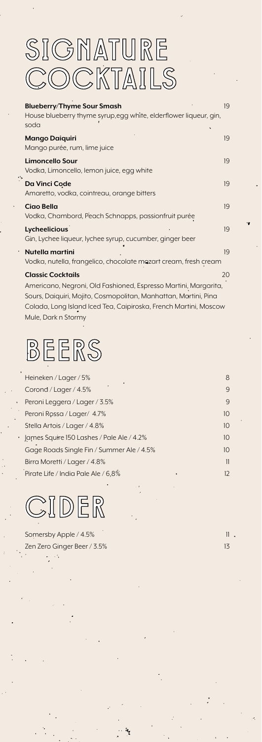# SIGNATURE COCKTAILS

**Blueberry/Thyme Sour Smash** 19
House blueberry thyme syrup,egg white, elderflower liqueur, gin, soda

**Mango Daiquiri** 19
Mango purée, rum, lime juice

**Limoncello Sour** 19
Vodka, Limoncello, lemon juice, egg white

**Da Vinci Code** 19
Amaretto, vodka, cointreau, orange bitters

**Ciao Bella** 19
Vodka, Chambord, Peach Schnapps, passionfruit purée

**Lycheelicious** 19
Gin, Lychee liqueur, lychee syrup, cucumber, ginger beer

**Nutella martini** 19
Vodka, nutella, frangelico, chocolate mozart cream, fresh cream

**Classic Cocktails** 20
Americano, Negroni, Old Fashioned, Espresso Martini, Margarita, Sours, Daiquiri, Mojito, Cosmopolitan, Manhattan, Martini, Pina Colada, Long Island Iced Tea, Caipiroska, French Martini, Moscow Mule, Dark n Stormy

# BEERS

| | |
|---|---|
| Heineken / Lager / 5% | 8 |
| Corona / Lager / 4.5% | 9 |
| Peroni Leggera / Lager / 3.5% | 9 |
| Peroni Rossa / Lager/ 4.7% | 10 |
| Stella Artois / Lager / 4.8% | 10 |
| James Squire 150 Lashes / Pale Ale / 4.2% | 10 |
| Gage Roads Single Fin / Summer Ale / 4.5% | 10 |
| Birra Moretti / Lager / 4.8% | 11 |
| Pirate Life / India Pale Ale / 6,8% | 12 |

# CIDER

| | |
|---|---|
| Somersby Apple / 4.5% | 11 |
| Zen Zero Ginger Beer / 3.5% | 13 |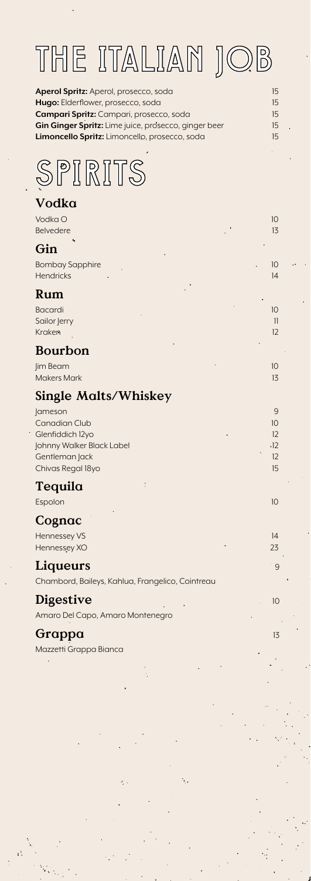# THE ITALIAN JOB

| | |
|---|---|
| **Aperol Spritz:** Aperol, prosecco, soda | 15 |
| **Hugo:** Elderflower, prosecco, soda | 15 |
| **Campari Spritz:** Campari, prosecco, soda | 15 |
| **Gin Ginger Spritz:** Lime juice, prosecco, ginger beer | 15 |
| **Limoncello Spritz:** Limoncello, prosecco, soda | 15 |

# SPIRITS

## Vodka

| | |
|---|---|
| Vodka O | 10 |
| Belvedere | 13 |

## Gin

| | |
|---|---|
| Bombay Sapphire | 10 |
| Hendricks | 14 |

## Rum

| | |
|---|---|
| Bacardi | 10 |
| Sailor Jerry | 11 |
| Kraken | 12 |

## Bourbon

| | |
|---|---|
| Jim Beam | 10 |
| Makers Mark | 13 |

## Single Malts/Whiskey

| | |
|---|---|
| Jameson | 9 |
| Canadian Club | 10 |
| Glenfiddich 12yo | 12 |
| Johnny Walker Black Label | 12 |
| Gentleman Jack | 12 |
| Chivas Regal 18yo | 15 |

## Tequila

| | |
|---|---|
| Espolon | 10 |

## Cognac

| | |
|---|---|
| Hennessey VS | 14 |
| Hennessey XO | 23 |

## Liqueurs — 9

Chambord, Baileys, Kahlua, Frangelico, Cointreau

## Digestive — 10

Amaro Del Capo, Amaro Montenegro

## Grappa — 13

Mazzetti Grappa Bianca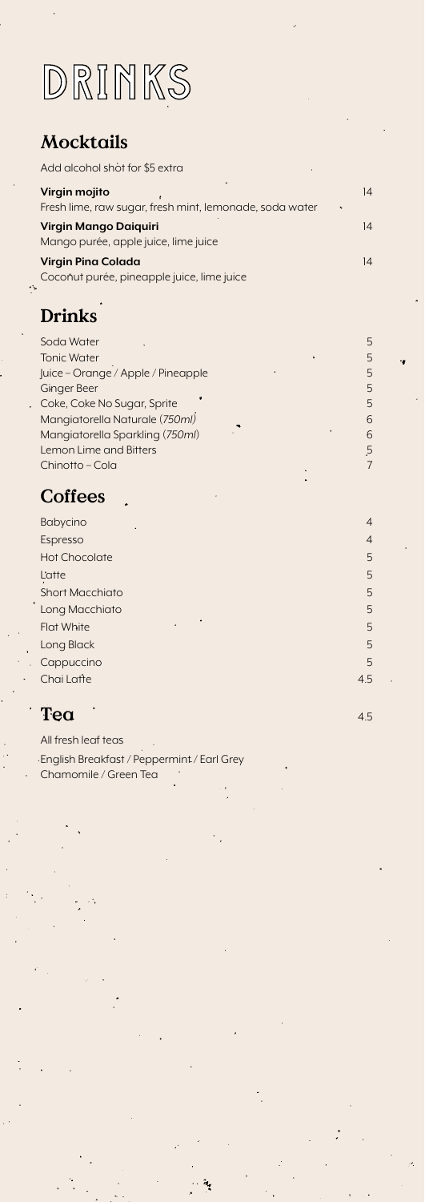# DRINKS

## Mocktails

Add alcohol shot for $5 extra

| | |
|---|---|
| **Virgin mojito**<br>Fresh lime, raw sugar, fresh mint, lemonade, soda water | 14 |
| **Virgin Mango Daiquiri**<br>Mango purée, apple juice, lime juice | 14 |
| **Virgin Pina Colada**<br>Coconut purée, pineapple juice, lime juice | 14 |

## Drinks

| | |
|---|---|
| Soda Water | 5 |
| Tonic Water | 5 |
| Juice – Orange / Apple / Pineapple | 5 |
| Ginger Beer | 5 |
| Coke, Coke No Sugar, Sprite | 5 |
| Mangiatorella Naturale (*750ml*) | 6 |
| Mangiatorella Sparkling (*750ml*) | 6 |
| Lemon Lime and Bitters | 5 |
| Chinotto – Cola | 7 |

## Coffees

| | |
|---|---|
| Babycino | 4 |
| Espresso | 4 |
| Hot Chocolate | 5 |
| Latte | 5 |
| Short Macchiato | 5 |
| Long Macchiato | 5 |
| Flat White | 5 |
| Long Black | 5 |
| Cappuccino | 5 |
| Chai Latte | 4.5 |

## Tea — 4.5

All fresh leaf teas

English Breakfast / Peppermint / Earl Grey
Chamomile / Green Tea